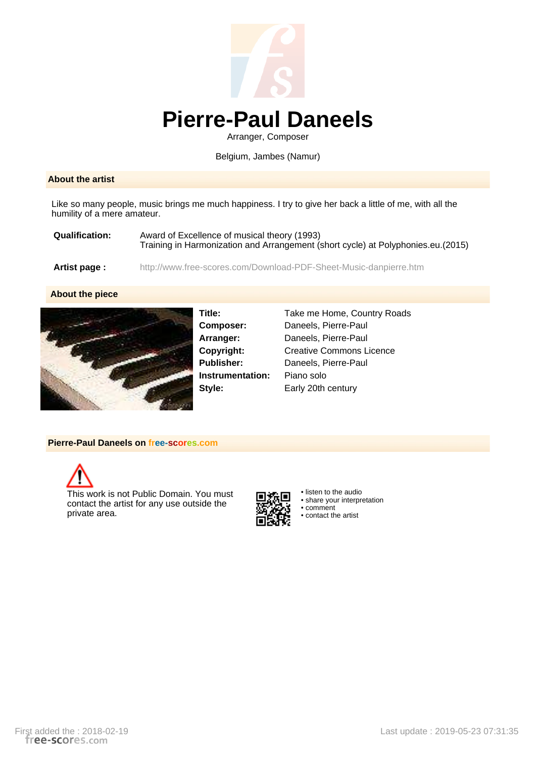# Pierre-Paul Daneels

Arranger, Composer

Belgium, Jambes (Namur)

## About the artist

Like so many people, music brings me much happiness. I try to give her back a little of me, with all the humility of a mere amateur.

**Qualification:** Award of Excellence of musical theory (1993)
Training in Harmonization and Arrangement (short cycle) at Polyphonies.eu.(2015)

**Artist page :** http://www.free-scores.com/Download-PDF-Sheet-Music-danpierre.htm

## About the piece

| | |
|---|---|
| **Title:** | Take me Home, Country Roads |
| **Composer:** | Daneels, Pierre-Paul |
| **Arranger:** | Daneels, Pierre-Paul |
| **Copyright:** | Creative Commons Licence |
| **Publisher:** | Daneels, Pierre-Paul |
| **Instrumentation:** | Piano solo |
| **Style:** | Early 20th century |

## Pierre-Paul Daneels on free-scores.com

This work is not Public Domain. You must contact the artist for any use outside the private area.

- listen to the audio
- share your interpretation
- comment
- contact the artist

First added the : 2018-02-19

Last update : 2019-05-23 07:31:35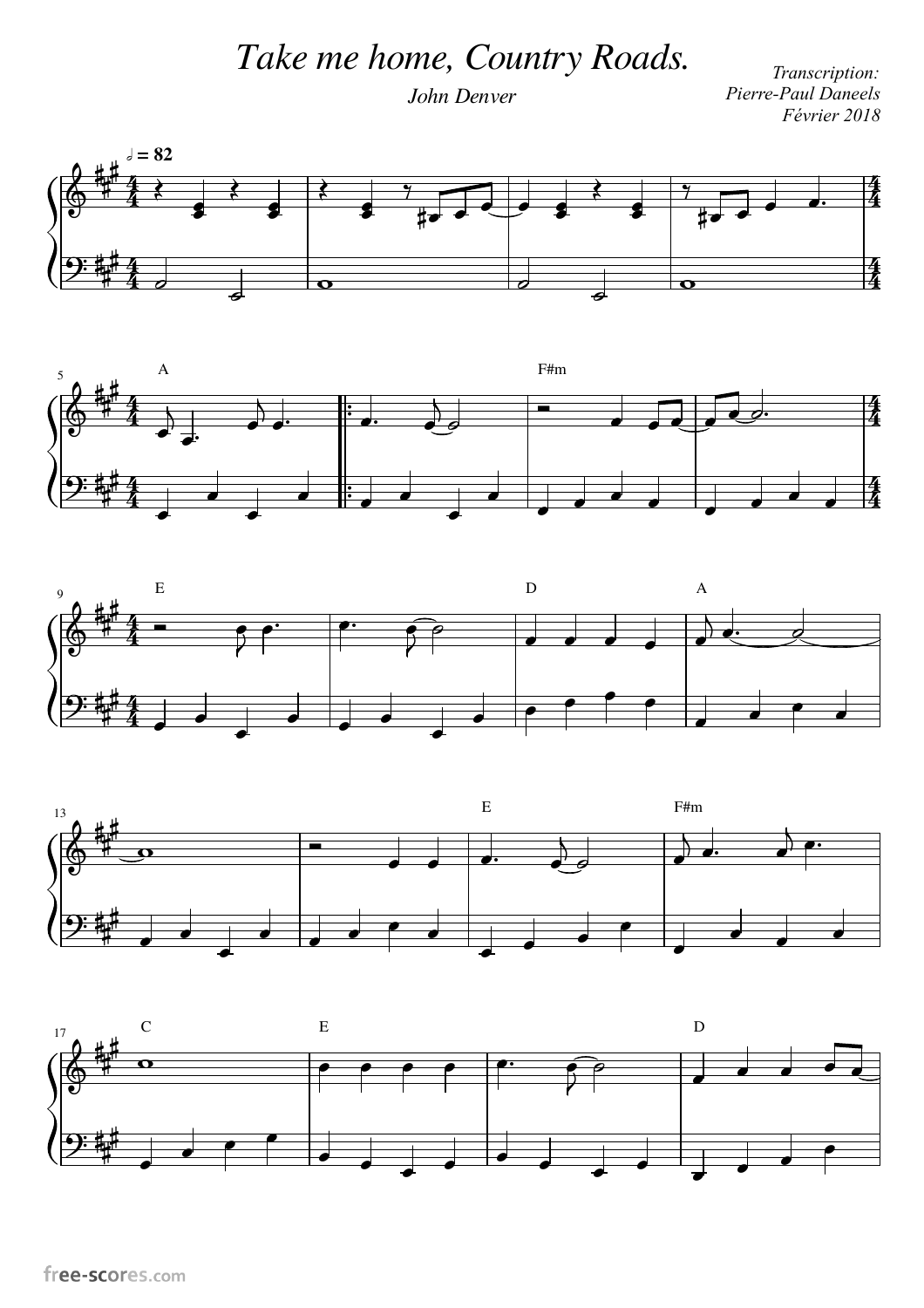# Take me home, Country Roads.

John Denver

Transcription:
Pierre-Paul Daneels
Février 2018

♩ = 82

A

F#m

E

D

A

E

F#m

C

E

D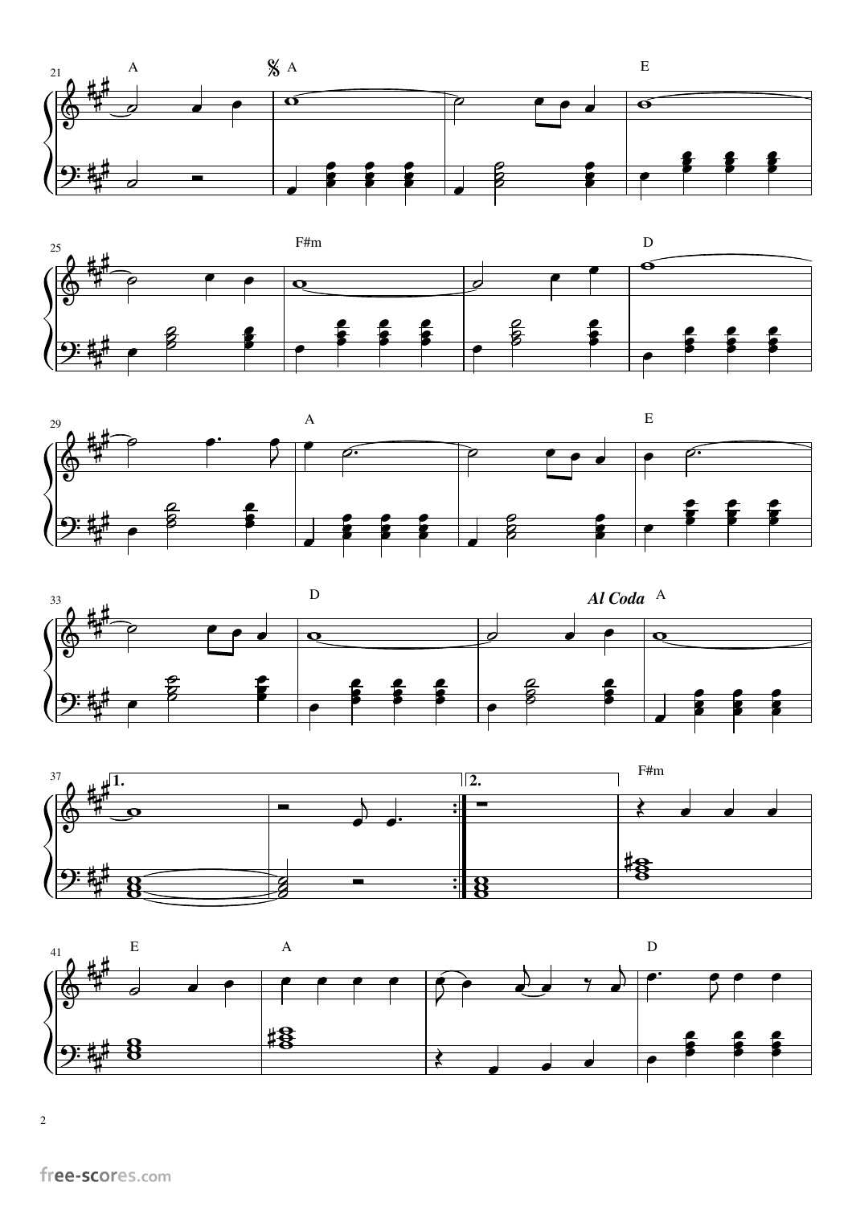A  𝄋 A  E

F#m  D

A  E

D  *Al Coda*  A

1.  2.  F#m

E  A  D